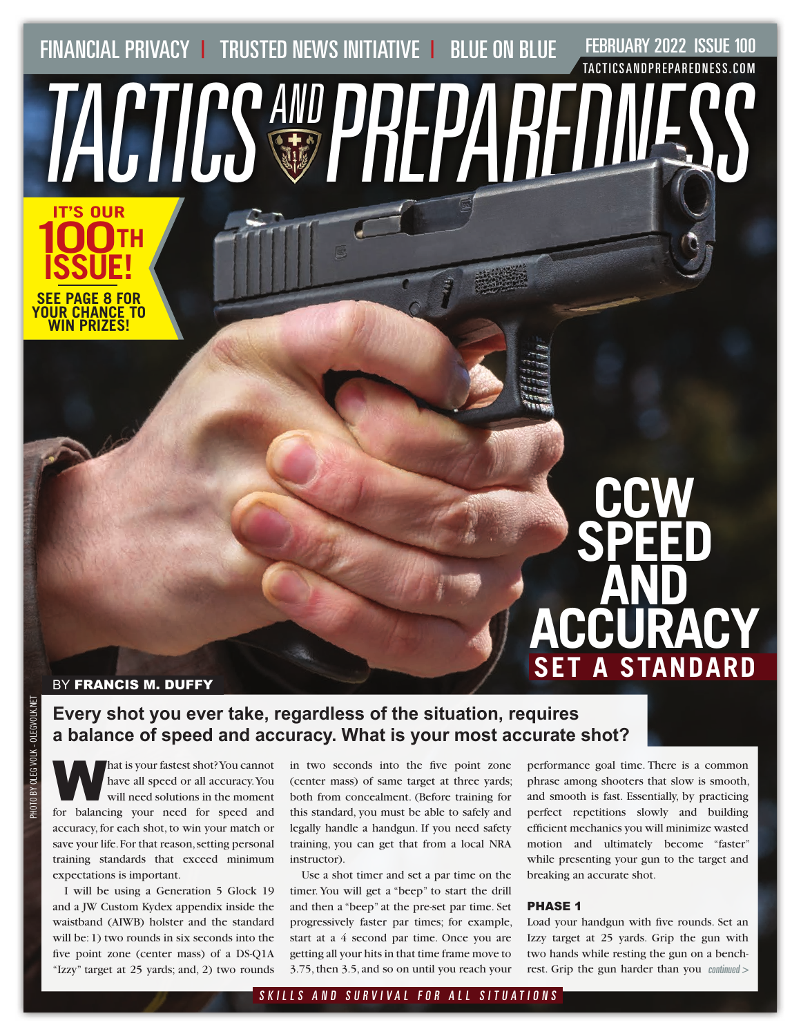FINANCIAL PRIVACY | TRUSTED NEWS INITIATIVE | BLUE ON BLUE

FEBRUARY 2022 ISSUE 100

TACTICSANDPREPAREDNESS.COM

# TACTICS AND PREPAREDNESS

**IT'S OUR 100TH ISSUE!**

**SEE PAGE 8 FOR YOUR CHANCE TO WIN PRIZES!**

# CCW SPEED AND ACCURACY

## SET A STANDARD

BY **FRANCIS M. DUFFY**

PHOTO BY OLEG VOLK - OLEGVOLK.NET

**Every shot you ever take, regardless of the situation, requires a balance of speed and accuracy. What is your most accurate shot?**

What is your fastest shot? You cannot have all speed or all accuracy. You will need solutions in the moment for balancing your need for speed and accuracy, for each shot, to win your match or save your life. For that reason, setting personal training standards that exceed minimum expectations is important.

I will be using a Generation 5 Glock 19 and a JW Custom Kydex appendix inside the waistband (AIWB) holster and the standard will be: 1) two rounds in six seconds into the five point zone (center mass) of a DS-Q1A "Izzy" target at 25 yards; and, 2) two rounds in two seconds into the five point zone (center mass) of same target at three yards; both from concealment. (Before training for this standard, you must be able to safely and legally handle a handgun. If you need safety training, you can get that from a local NRA instructor).

Use a shot timer and set a par time on the timer. You will get a "beep" to start the drill and then a "beep" at the pre-set par time. Set progressively faster par times; for example, start at a 4 second par time. Once you are getting all your hits in that time frame move to 3.75, then 3.5, and so on until you reach your performance goal time. There is a common phrase among shooters that slow is smooth, and smooth is fast. Essentially, by practicing perfect repetitions slowly and building efficient mechanics you will minimize wasted motion and ultimately become "faster" while presenting your gun to the target and breaking an accurate shot.

### PHASE 1

Load your handgun with five rounds. Set an Izzy target at 25 yards. Grip the gun with two hands while resting the gun on a bench-rest. Grip the gun harder than you *continued >*

SKILLS AND SURVIVAL FOR ALL SITUATIONS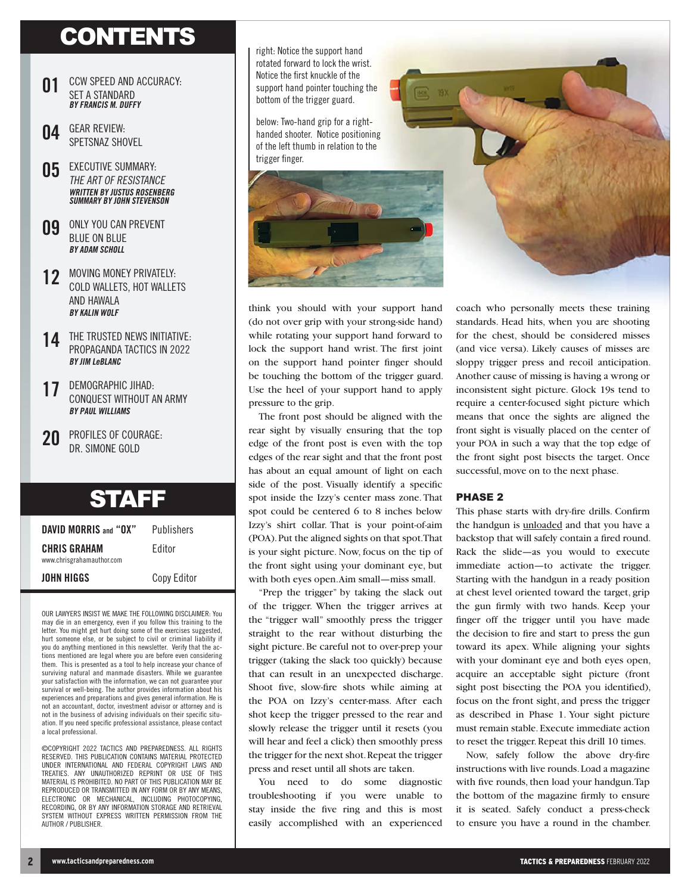# CONTENTS

**01** CCW SPEED AND ACCURACY: SET A STANDARD
***BY FRANCIS M. DUFFY***

**04** GEAR REVIEW: SPETSNAZ SHOVEL

**05** EXECUTIVE SUMMARY: *THE ART OF RESISTANCE*
***WRITTEN BY JUSTUS ROSENBERG***
***SUMMARY BY JOHN STEVENSON***

**09** ONLY YOU CAN PREVENT BLUE ON BLUE
***BY ADAM SCHOLL***

**12** MOVING MONEY PRIVATELY: COLD WALLETS, HOT WALLETS AND HAWALA
***BY KALIN WOLF***

**14** THE TRUSTED NEWS INITIATIVE: PROPAGANDA TACTICS IN 2022
***BY JIM LeBLANC***

**17** DEMOGRAPHIC JIHAD: CONQUEST WITHOUT AN ARMY
***BY PAUL WILLIAMS***

**20** PROFILES OF COURAGE: DR. SIMONE GOLD

# STAFF

| | |
|---|---|
| **DAVID MORRIS and "OX"** | Publishers |
| **CHRIS GRAHAM** www.chrisgrahamauthor.com | Editor |
| **JOHN HIGGS** | Copy Editor |

OUR LAWYERS INSIST WE MAKE THE FOLLOWING DISCLAIMER: You may die in an emergency, even if you follow this training to the letter. You might get hurt doing some of the exercises suggested, hurt someone else, or be subject to civil or criminal liability if you do anything mentioned in this newsletter. Verify that the actions mentioned are legal where you are before even considering them. This is presented as a tool to help increase your chance of surviving natural and manmade disasters. While we guarantee your satisfaction with the information, we can not guarantee your survival or well-being. The author provides information about his experiences and preparations and gives general information. He is not an accountant, doctor, investment advisor or attorney and is not in the business of advising individuals on their specific situation. If you need specific professional assistance, please contact a local professional.

©COPYRIGHT 2022 TACTICS AND PREPAREDNESS. ALL RIGHTS RESERVED. THIS PUBLICATION CONTAINS MATERIAL PROTECTED UNDER INTERNATIONAL AND FEDERAL COPYRIGHT LAWS AND TREATIES. ANY UNAUTHORIZED REPRINT OR USE OF THIS MATERIAL IS PROHIBITED. NO PART OF THIS PUBLICATION MAY BE REPRODUCED OR TRANSMITTED IN ANY FORM OR BY ANY MEANS, ELECTRONIC OR MECHANICAL, INCLUDING PHOTOCOPYING, RECORDING, OR BY ANY INFORMATION STORAGE AND RETRIEVAL SYSTEM WITHOUT EXPRESS WRITTEN PERMISSION FROM THE AUTHOR / PUBLISHER.

right: Notice the support hand rotated forward to lock the wrist. Notice the first knuckle of the support hand pointer touching the bottom of the trigger guard.

below: Two-hand grip for a right-handed shooter. Notice positioning of the left thumb in relation to the trigger finger.

think you should with your support hand (do not over grip with your strong-side hand) while rotating your support hand forward to lock the support hand wrist. The first joint on the support hand pointer finger should be touching the bottom of the trigger guard. Use the heel of your support hand to apply pressure to the grip.

The front post should be aligned with the rear sight by visually ensuring that the top edge of the front post is even with the top edges of the rear sight and that the front post has about an equal amount of light on each side of the post. Visually identify a specific spot inside the Izzy's center mass zone. That spot could be centered 6 to 8 inches below Izzy's shirt collar. That is your point-of-aim (POA). Put the aligned sights on that spot. That is your sight picture. Now, focus on the tip of the front sight using your dominant eye, but with both eyes open. Aim small—miss small.

"Prep the trigger" by taking the slack out of the trigger. When the trigger arrives at the "trigger wall" smoothly press the trigger straight to the rear without disturbing the sight picture. Be careful not to over-prep your trigger (taking the slack too quickly) because that can result in an unexpected discharge. Shoot five, slow-fire shots while aiming at the POA on Izzy's center-mass. After each shot keep the trigger pressed to the rear and slowly release the trigger until it resets (you will hear and feel a click) then smoothly press the trigger for the next shot. Repeat the trigger press and reset until all shots are taken.

You need to do some diagnostic troubleshooting if you were unable to stay inside the five ring and this is most easily accomplished with an experienced coach who personally meets these training standards. Head hits, when you are shooting for the chest, should be considered misses (and vice versa). Likely causes of misses are sloppy trigger press and recoil anticipation. Another cause of missing is having a wrong or inconsistent sight picture. Glock 19s tend to require a center-focused sight picture which means that once the sights are aligned the front sight is visually placed on the center of your POA in such a way that the top edge of the front sight post bisects the target. Once successful, move on to the next phase.

### PHASE 2

This phase starts with dry-fire drills. Confirm the handgun is unloaded and that you have a backstop that will safely contain a fired round. Rack the slide—as you would to execute immediate action—to activate the trigger. Starting with the handgun in a ready position at chest level oriented toward the target, grip the gun firmly with two hands. Keep your finger off the trigger until you have made the decision to fire and start to press the gun toward its apex. While aligning your sights with your dominant eye and both eyes open, acquire an acceptable sight picture (front sight post bisecting the POA you identified), focus on the front sight, and press the trigger as described in Phase 1. Your sight picture must remain stable. Execute immediate action to reset the trigger. Repeat this drill 10 times.

Now, safely follow the above dry-fire instructions with live rounds. Load a magazine with five rounds, then load your handgun. Tap the bottom of the magazine firmly to ensure it is seated. Safely conduct a press-check to ensure you have a round in the chamber.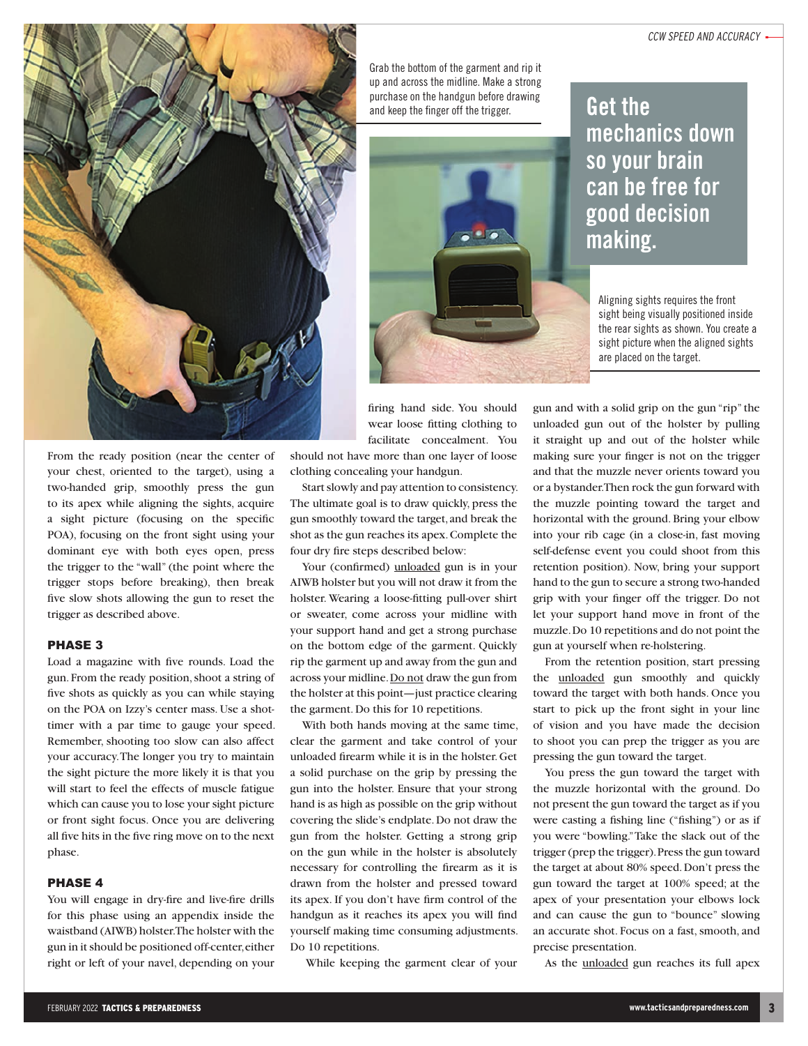Grab the bottom of the garment and rip it up and across the midline. Make a strong purchase on the handgun before drawing and keep the finger off the trigger.

**Get the mechanics down so your brain can be free for good decision making.**

Aligning sights requires the front sight being visually positioned inside the rear sights as shown. You create a sight picture when the aligned sights are placed on the target.

From the ready position (near the center of your chest, oriented to the target), using a two-handed grip, smoothly press the gun to its apex while aligning the sights, acquire a sight picture (focusing on the specific POA), focusing on the front sight using your dominant eye with both eyes open, press the trigger to the "wall" (the point where the trigger stops before breaking), then break five slow shots allowing the gun to reset the trigger as described above.

### PHASE 3

Load a magazine with five rounds. Load the gun. From the ready position, shoot a string of five shots as quickly as you can while staying on the POA on Izzy's center mass. Use a shot-timer with a par time to gauge your speed. Remember, shooting too slow can also affect your accuracy. The longer you try to maintain the sight picture the more likely it is that you will start to feel the effects of muscle fatigue which can cause you to lose your sight picture or front sight focus. Once you are delivering all five hits in the five ring move on to the next phase.

### PHASE 4

You will engage in dry-fire and live-fire drills for this phase using an appendix inside the waistband (AIWB) holster. The holster with the gun in it should be positioned off-center, either right or left of your navel, depending on your firing hand side. You should wear loose fitting clothing to facilitate concealment. You should not have more than one layer of loose clothing concealing your handgun.

Start slowly and pay attention to consistency. The ultimate goal is to draw quickly, press the gun smoothly toward the target, and break the shot as the gun reaches its apex. Complete the four dry fire steps described below:

Your (confirmed) <u>unloaded</u> gun is in your AIWB holster but you will not draw it from the holster. Wearing a loose-fitting pull-over shirt or sweater, come across your midline with your support hand and get a strong purchase on the bottom edge of the garment. Quickly rip the garment up and away from the gun and across your midline. <u>Do not</u> draw the gun from the holster at this point—just practice clearing the garment. Do this for 10 repetitions.

With both hands moving at the same time, clear the garment and take control of your unloaded firearm while it is in the holster. Get a solid purchase on the grip by pressing the gun into the holster. Ensure that your strong hand is as high as possible on the grip without covering the slide's endplate. Do not draw the gun from the holster. Getting a strong grip on the gun while in the holster is absolutely necessary for controlling the firearm as it is drawn from the holster and pressed toward its apex. If you don't have firm control of the handgun as it reaches its apex you will find yourself making time consuming adjustments. Do 10 repetitions.

While keeping the garment clear of your gun and with a solid grip on the gun "rip" the unloaded gun out of the holster by pulling it straight up and out of the holster while making sure your finger is not on the trigger and that the muzzle never orients toward you or a bystander. Then rock the gun forward with the muzzle pointing toward the target and horizontal with the ground. Bring your elbow into your rib cage (in a close-in, fast moving self-defense event you could shoot from this retention position). Now, bring your support hand to the gun to secure a strong two-handed grip with your finger off the trigger. Do not let your support hand move in front of the muzzle. Do 10 repetitions and do not point the gun at yourself when re-holstering.

From the retention position, start pressing the <u>unloaded</u> gun smoothly and quickly toward the target with both hands. Once you start to pick up the front sight in your line of vision and you have made the decision to shoot you can prep the trigger as you are pressing the gun toward the target.

You press the gun toward the target with the muzzle horizontal with the ground. Do not present the gun toward the target as if you were casting a fishing line ("fishing") or as if you were "bowling." Take the slack out of the trigger (prep the trigger). Press the gun toward the target at about 80% speed. Don't press the gun toward the target at 100% speed; at the apex of your presentation your elbows lock and can cause the gun to "bounce" slowing an accurate shot. Focus on a fast, smooth, and precise presentation.

As the <u>unloaded</u> gun reaches its full apex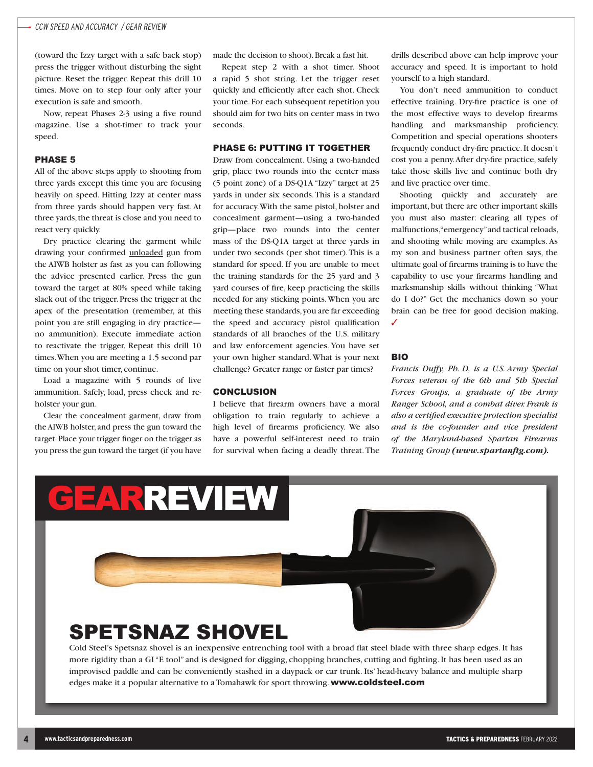(toward the Izzy target with a safe back stop) press the trigger without disturbing the sight picture. Reset the trigger. Repeat this drill 10 times. Move on to step four only after your execution is safe and smooth.

Now, repeat Phases 2-3 using a five round magazine. Use a shot-timer to track your speed.

## PHASE 5

All of the above steps apply to shooting from three yards except this time you are focusing heavily on speed. Hitting Izzy at center mass from three yards should happen very fast. At three yards, the threat is close and you need to react very quickly.

Dry practice clearing the garment while drawing your confirmed unloaded gun from the AIWB holster as fast as you can following the advice presented earlier. Press the gun toward the target at 80% speed while taking slack out of the trigger. Press the trigger at the apex of the presentation (remember, at this point you are still engaging in dry practice—no ammunition). Execute immediate action to reactivate the trigger. Repeat this drill 10 times. When you are meeting a 1.5 second par time on your shot timer, continue.

Load a magazine with 5 rounds of live ammunition. Safely, load, press check and re-holster your gun.

Clear the concealment garment, draw from the AIWB holster, and press the gun toward the target. Place your trigger finger on the trigger as you press the gun toward the target (if you have made the decision to shoot). Break a fast hit.

Repeat step 2 with a shot timer. Shoot a rapid 5 shot string. Let the trigger reset quickly and efficiently after each shot. Check your time. For each subsequent repetition you should aim for two hits on center mass in two seconds.

## PHASE 6: PUTTING IT TOGETHER

Draw from concealment. Using a two-handed grip, place two rounds into the center mass (5 point zone) of a DS-Q1A "Izzy" target at 25 yards in under six seconds. This is a standard for accuracy. With the same pistol, holster and concealment garment—using a two-handed grip—place two rounds into the center mass of the DS-Q1A target at three yards in under two seconds (per shot timer). This is a standard for speed. If you are unable to meet the training standards for the 25 yard and 3 yard courses of fire, keep practicing the skills needed for any sticking points. When you are meeting these standards, you are far exceeding the speed and accuracy pistol qualification standards of all branches of the U.S. military and law enforcement agencies. You have set your own higher standard. What is your next challenge? Greater range or faster par times?

## CONCLUSION

I believe that firearm owners have a moral obligation to train regularly to achieve a high level of firearms proficiency. We also have a powerful self-interest need to train for survival when facing a deadly threat. The drills described above can help improve your accuracy and speed. It is important to hold yourself to a high standard.

You don't need ammunition to conduct effective training. Dry-fire practice is one of the most effective ways to develop firearms handling and marksmanship proficiency. Competition and special operations shooters frequently conduct dry-fire practice. It doesn't cost you a penny. After dry-fire practice, safely take those skills live and continue both dry and live practice over time.

Shooting quickly and accurately are important, but there are other important skills you must also master: clearing all types of malfunctions, "emergency" and tactical reloads, and shooting while moving are examples. As my son and business partner often says, the ultimate goal of firearms training is to have the capability to use your firearms handling and marksmanship skills without thinking "What do I do?" Get the mechanics down so your brain can be free for good decision making. ✓

## BIO

*Francis Duffy, Ph. D, is a U.S. Army Special Forces veteran of the 6th and 5th Special Forces Groups, a graduate of the Army Ranger School, and a combat diver. Frank is also a certified executive protection specialist and is the co-founder and vice president of the Maryland-based Spartan Firearms Training Group* ***(www.spartanftg.com).***

# GEARREVIEW

## SPETSNAZ SHOVEL

Cold Steel's Spetsnaz shovel is an inexpensive entrenching tool with a broad flat steel blade with three sharp edges. It has more rigidity than a GI "E tool" and is designed for digging, chopping branches, cutting and fighting. It has been used as an improvised paddle and can be conveniently stashed in a daypack or car trunk. Its' head-heavy balance and multiple sharp edges make it a popular alternative to a Tomahawk for sport throwing. **www.coldsteel.com**